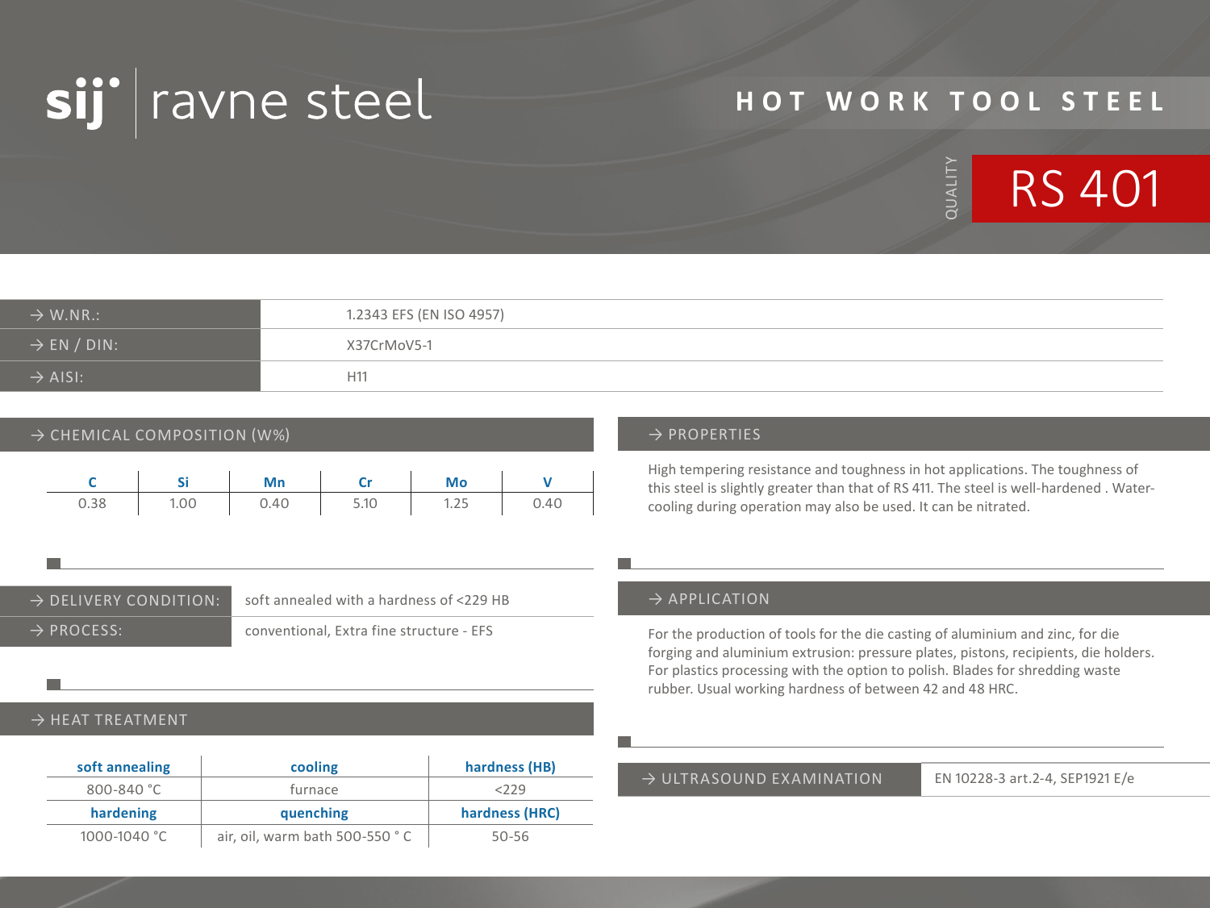sij | ravne steel

# HOT WORK TOOL STEEL

QUALITY **RS 401**

| | |
|---|---|
| → W.NR.: | 1.2343 EFS (EN ISO 4957) |
| → EN / DIN: | X37CrMoV5-1 |
| → AISI: | H11 |

## → CHEMICAL COMPOSITION (W%)

| C | Si | Mn | Cr | Mo | V |
|---|---|---|---|---|---|
| 0.38 | 1.00 | 0.40 | 5.10 | 1.25 | 0.40 |

## → PROPERTIES

High tempering resistance and toughness in hot applications. The toughness of this steel is slightly greater than that of RS 411. The steel is well-hardened . Water-cooling during operation may also be used. It can be nitrated.

| | |
|---|---|
| → DELIVERY CONDITION: | soft annealed with a hardness of <229 HB |
| → PROCESS: | conventional, Extra fine structure - EFS |

## → APPLICATION

For the production of tools for the die casting of aluminium and zinc, for die forging and aluminium extrusion: pressure plates, pistons, recipients, die holders. For plastics processing with the option to polish. Blades for shredding waste rubber. Usual working hardness of between 42 and 48 HRC.

## → HEAT TREATMENT

| soft annealing | cooling | hardness (HB) |
|---|---|---|
| 800-840 °C | furnace | <229 |
| **hardening** | **quenching** | **hardness (HRC)** |
| 1000-1040 °C | air, oil, warm bath 500-550 ° C | 50-56 |

| | |
|---|---|
| → ULTRASOUND EXAMINATION | EN 10228-3 art.2-4, SEP1921 E/e |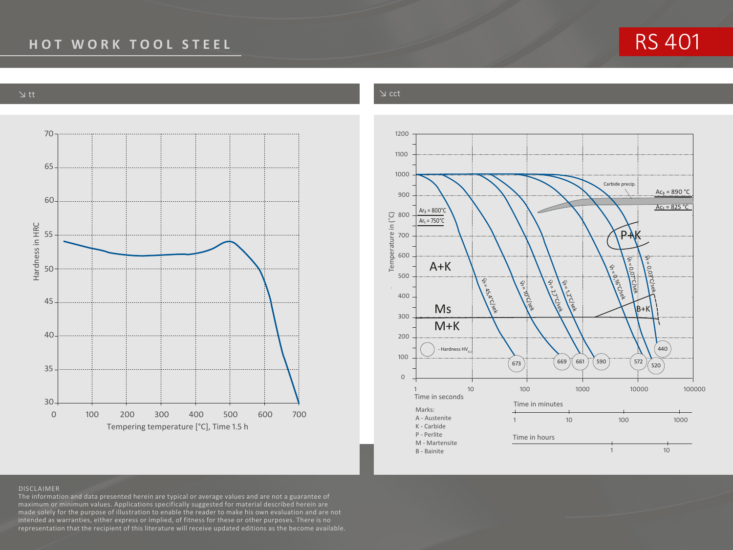# HOT WORK TOOL STEEL

# RS 401

## ↘ tt

70
65
60
55
50
45
40
35
30

Hardness in HRC

0 100 200 300 400 500 600 700

Tempering temperature [°C], Time 1.5 h

## ↘ cct

1200
1100
1000
900
800
700
600
500
400
300
200
100
0

Temperature in (°C)

Carbide precip.

$Ac_3$ = 890 °C

$Ac_1$ = 825 °C

$Ar_3$ = 800°C

$Ar_1$ = 750°C

A+K

P+K

B+K

Ms

M+K

- Hardness $HV_{0,1}$

$V_r$ = 45,4°C/sek

$V_r$ = 10°C/sek

$V_r$ = 2,7°C/sek

$V_r$ = 1,2°C/sek

$V_r$ = 0,16°C/sek

$V_r$ = 0,07°C/sek

$V_r$ = 0,03°C/sek

673 669 661 590 572 520 440

1 10 100 1000 10000 100000

Time in seconds

Time in minutes

1 10 100 1000

Time in hours

1 10

Marks:
A - Austenite
K - Carbide
P - Perlite
M - Martensite
B - Bainite

DISCLAIMER
The information and data presented herein are typical or average values and are not a guarantee of maximum or minimum values. Applications specifically suggested for material described herein are made solely for the purpose of illustration to enable the reader to make his own evaluation and are not intended as warranties, either express or implied, of fitness for these or other purposes. There is no representation that the recipient of this literature will receive updated editions as the become available.